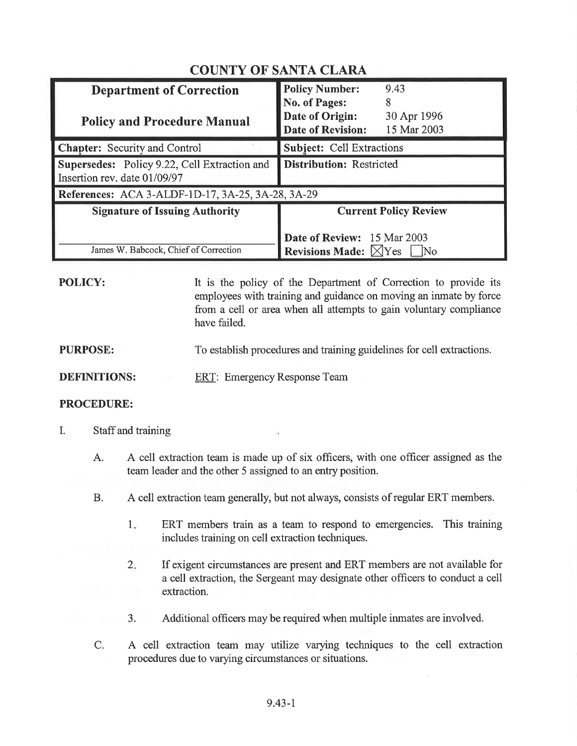# COUNTY OF SANTA CLARA

| **Department of Correction**<br><br>**Policy and Procedure Manual** | **Policy Number:** 9.43<br>**No. of Pages:** 8<br>**Date of Origin:** 30 Apr 1996<br>**Date of Revision:** 15 Mar 2003 |
|---|---|
| **Chapter:** Security and Control | **Subject:** Cell Extractions |
| **Supersedes:** Policy 9.22, Cell Extraction and Insertion rev. date 01/09/97 | **Distribution:** Restricted |
| **References:** ACA 3-ALDF-1D-17, 3A-25, 3A-28, 3A-29 | |
| **Signature of Issuing Authority**<br><br>James W. Babcock, Chief of Correction | **Current Policy Review**<br><br>**Date of Review:** 15 Mar 2003<br>**Revisions Made:** ☒Yes ☐No |

**POLICY:** It is the policy of the Department of Correction to provide its employees with training and guidance on moving an inmate by force from a cell or area when all attempts to gain voluntary compliance have failed.

**PURPOSE:** To establish procedures and training guidelines for cell extractions.

**DEFINITIONS:** ERT: Emergency Response Team

**PROCEDURE:**

I. Staff and training

   A. A cell extraction team is made up of six officers, with one officer assigned as the team leader and the other 5 assigned to an entry position.

   B. A cell extraction team generally, but not always, consists of regular ERT members.

      1. ERT members train as a team to respond to emergencies. This training includes training on cell extraction techniques.

      2. If exigent circumstances are present and ERT members are not available for a cell extraction, the Sergeant may designate other officers to conduct a cell extraction.

      3. Additional officers may be required when multiple inmates are involved.

   C. A cell extraction team may utilize varying techniques to the cell extraction procedures due to varying circumstances or situations.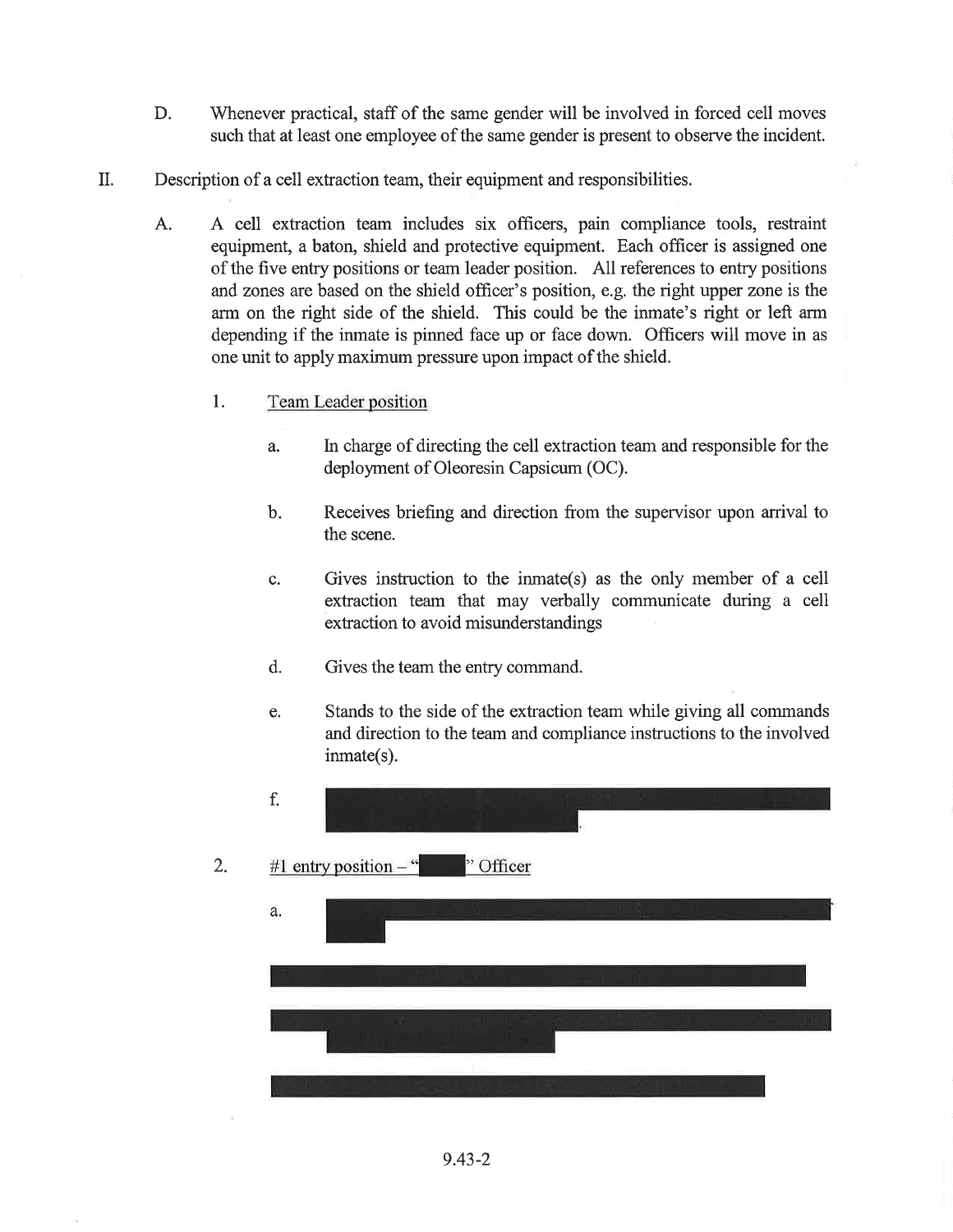D. Whenever practical, staff of the same gender will be involved in forced cell moves such that at least one employee of the same gender is present to observe the incident.

II. Description of a cell extraction team, their equipment and responsibilities.

A. A cell extraction team includes six officers, pain compliance tools, restraint equipment, a baton, shield and protective equipment. Each officer is assigned one of the five entry positions or team leader position. All references to entry positions and zones are based on the shield officer's position, e.g. the right upper zone is the arm on the right side of the shield. This could be the inmate's right or left arm depending if the inmate is pinned face up or face down. Officers will move in as one unit to apply maximum pressure upon impact of the shield.

1. Team Leader position

a. In charge of directing the cell extraction team and responsible for the deployment of Oleoresin Capsicum (OC).

b. Receives briefing and direction from the supervisor upon arrival to the scene.

c. Gives instruction to the inmate(s) as the only member of a cell extraction team that may verbally communicate during a cell extraction to avoid misunderstandings

d. Gives the team the entry command.

e. Stands to the side of the extraction team while giving all commands and direction to the team and compliance instructions to the involved inmate(s).

f. [REDACTED].

2. #1 entry position – "[REDACTED]" Officer

a. [REDACTED]

[REDACTED]

[REDACTED]

[REDACTED]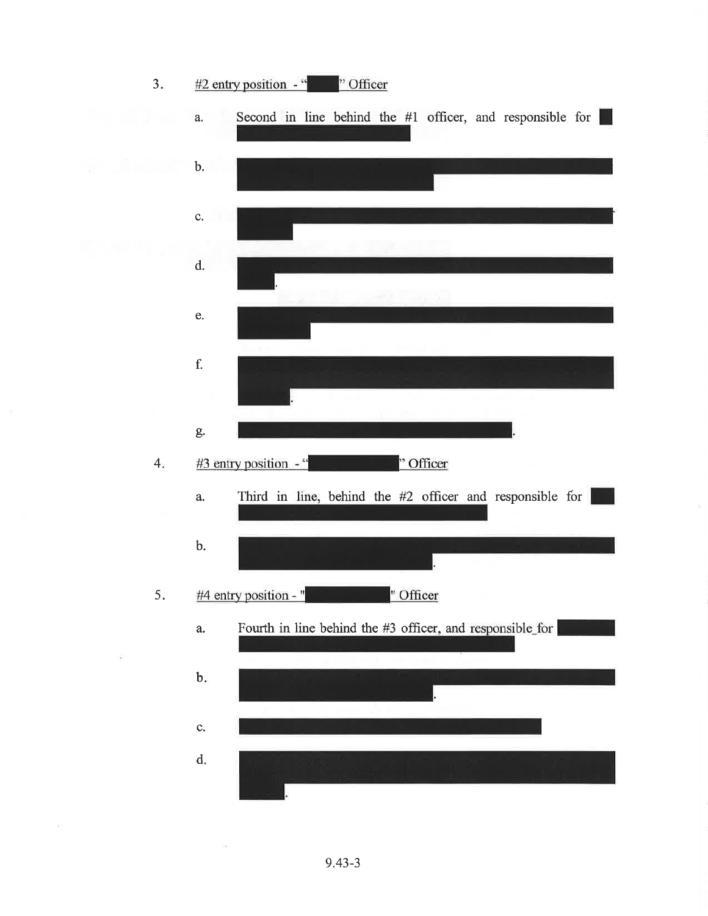3. #2 entry position - "[REDACTED]" Officer

   a. Second in line behind the #1 officer, and responsible for [REDACTED]

   b. [REDACTED]

   c. [REDACTED]

   d. [REDACTED].

   e. [REDACTED]

   f. [REDACTED].

   g. [REDACTED].

4. #3 entry position - "[REDACTED]" Officer

   a. Third in line, behind the #2 officer and responsible for [REDACTED]

   b. [REDACTED].

5. #4 entry position - "[REDACTED]" Officer

   a. Fourth in line behind the #3 officer, and responsible for [REDACTED]

   b. [REDACTED].

   c. [REDACTED]

   d. [REDACTED].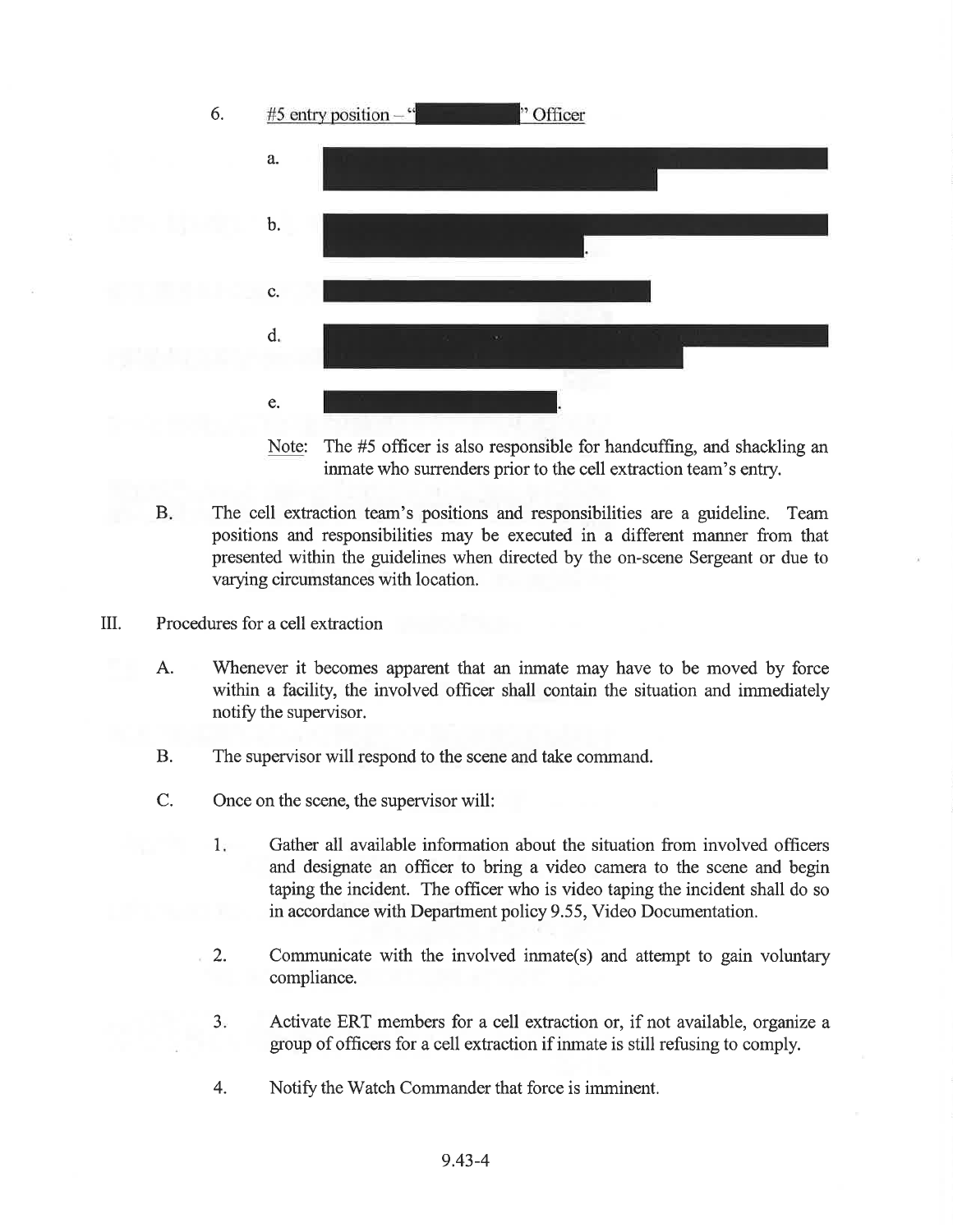6. #5 entry position – "[REDACTED]" Officer

   a. [REDACTED]

   b. [REDACTED].

   c. [REDACTED]

   d. [REDACTED]

   e. [REDACTED].

   Note: The #5 officer is also responsible for handcuffing, and shackling an inmate who surrenders prior to the cell extraction team's entry.

B. The cell extraction team's positions and responsibilities are a guideline. Team positions and responsibilities may be executed in a different manner from that presented within the guidelines when directed by the on-scene Sergeant or due to varying circumstances with location.

III. Procedures for a cell extraction

A. Whenever it becomes apparent that an inmate may have to be moved by force within a facility, the involved officer shall contain the situation and immediately notify the supervisor.

B. The supervisor will respond to the scene and take command.

C. Once on the scene, the supervisor will:

   1. Gather all available information about the situation from involved officers and designate an officer to bring a video camera to the scene and begin taping the incident. The officer who is video taping the incident shall do so in accordance with Department policy 9.55, Video Documentation.

   2. Communicate with the involved inmate(s) and attempt to gain voluntary compliance.

   3. Activate ERT members for a cell extraction or, if not available, organize a group of officers for a cell extraction if inmate is still refusing to comply.

   4. Notify the Watch Commander that force is imminent.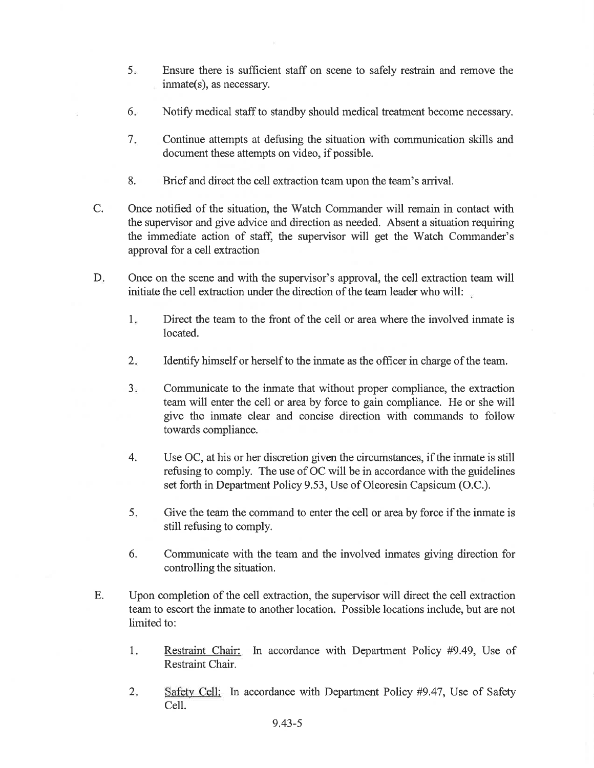5. Ensure there is sufficient staff on scene to safely restrain and remove the inmate(s), as necessary.

6. Notify medical staff to standby should medical treatment become necessary.

7. Continue attempts at defusing the situation with communication skills and document these attempts on video, if possible.

8. Brief and direct the cell extraction team upon the team's arrival.

C. Once notified of the situation, the Watch Commander will remain in contact with the supervisor and give advice and direction as needed. Absent a situation requiring the immediate action of staff, the supervisor will get the Watch Commander's approval for a cell extraction

D. Once on the scene and with the supervisor's approval, the cell extraction team will initiate the cell extraction under the direction of the team leader who will:

1. Direct the team to the front of the cell or area where the involved inmate is located.

2. Identify himself or herself to the inmate as the officer in charge of the team.

3. Communicate to the inmate that without proper compliance, the extraction team will enter the cell or area by force to gain compliance. He or she will give the inmate clear and concise direction with commands to follow towards compliance.

4. Use OC, at his or her discretion given the circumstances, if the inmate is still refusing to comply. The use of OC will be in accordance with the guidelines set forth in Department Policy 9.53, Use of Oleoresin Capsicum (O.C.).

5. Give the team the command to enter the cell or area by force if the inmate is still refusing to comply.

6. Communicate with the team and the involved inmates giving direction for controlling the situation.

E. Upon completion of the cell extraction, the supervisor will direct the cell extraction team to escort the inmate to another location. Possible locations include, but are not limited to:

1. <u>Restraint Chair:</u> In accordance with Department Policy #9.49, Use of Restraint Chair.

2. <u>Safety Cell:</u> In accordance with Department Policy #9.47, Use of Safety Cell.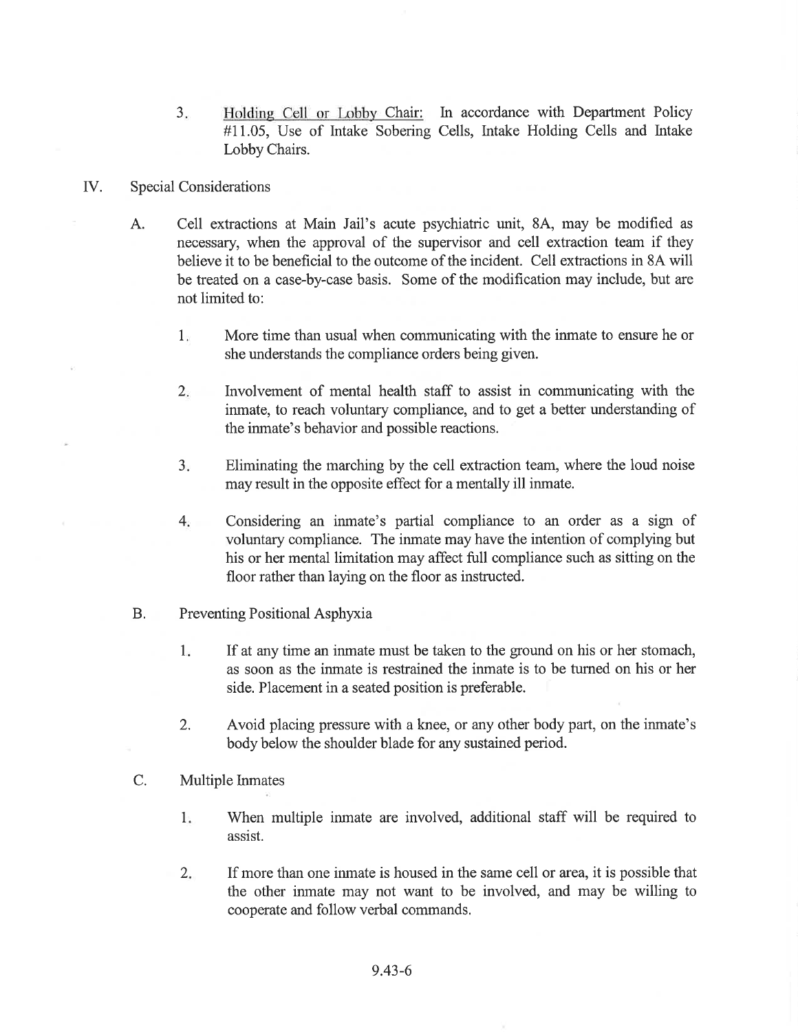3. <u>Holding Cell or Lobby Chair:</u> In accordance with Department Policy #11.05, Use of Intake Sobering Cells, Intake Holding Cells and Intake Lobby Chairs.

IV. Special Considerations

A. Cell extractions at Main Jail's acute psychiatric unit, 8A, may be modified as necessary, when the approval of the supervisor and cell extraction team if they believe it to be beneficial to the outcome of the incident. Cell extractions in 8A will be treated on a case-by-case basis. Some of the modification may include, but are not limited to:

1. More time than usual when communicating with the inmate to ensure he or she understands the compliance orders being given.

2. Involvement of mental health staff to assist in communicating with the inmate, to reach voluntary compliance, and to get a better understanding of the inmate's behavior and possible reactions.

3. Eliminating the marching by the cell extraction team, where the loud noise may result in the opposite effect for a mentally ill inmate.

4. Considering an inmate's partial compliance to an order as a sign of voluntary compliance. The inmate may have the intention of complying but his or her mental limitation may affect full compliance such as sitting on the floor rather than laying on the floor as instructed.

B. Preventing Positional Asphyxia

1. If at any time an inmate must be taken to the ground on his or her stomach, as soon as the inmate is restrained the inmate is to be turned on his or her side. Placement in a seated position is preferable.

2. Avoid placing pressure with a knee, or any other body part, on the inmate's body below the shoulder blade for any sustained period.

C. Multiple Inmates

1. When multiple inmate are involved, additional staff will be required to assist.

2. If more than one inmate is housed in the same cell or area, it is possible that the other inmate may not want to be involved, and may be willing to cooperate and follow verbal commands.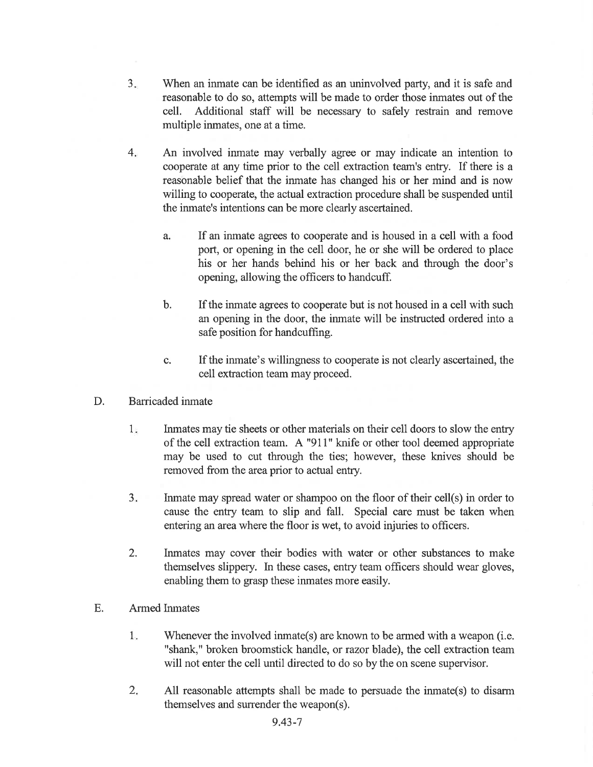3. When an inmate can be identified as an uninvolved party, and it is safe and reasonable to do so, attempts will be made to order those inmates out of the cell. Additional staff will be necessary to safely restrain and remove multiple inmates, one at a time.

4. An involved inmate may verbally agree or may indicate an intention to cooperate at any time prior to the cell extraction team's entry. If there is a reasonable belief that the inmate has changed his or her mind and is now willing to cooperate, the actual extraction procedure shall be suspended until the inmate's intentions can be more clearly ascertained.

   a. If an inmate agrees to cooperate and is housed in a cell with a food port, or opening in the cell door, he or she will be ordered to place his or her hands behind his or her back and through the door's opening, allowing the officers to handcuff.

   b. If the inmate agrees to cooperate but is not housed in a cell with such an opening in the door, the inmate will be instructed ordered into a safe position for handcuffing.

   c. If the inmate's willingness to cooperate is not clearly ascertained, the cell extraction team may proceed.

D. Barricaded inmate

   1. Inmates may tie sheets or other materials on their cell doors to slow the entry of the cell extraction team. A "911" knife or other tool deemed appropriate may be used to cut through the ties; however, these knives should be removed from the area prior to actual entry.

   3. Inmate may spread water or shampoo on the floor of their cell(s) in order to cause the entry team to slip and fall. Special care must be taken when entering an area where the floor is wet, to avoid injuries to officers.

   2. Inmates may cover their bodies with water or other substances to make themselves slippery. In these cases, entry team officers should wear gloves, enabling them to grasp these inmates more easily.

E. Armed Inmates

   1. Whenever the involved inmate(s) are known to be armed with a weapon (i.e. "shank," broken broomstick handle, or razor blade), the cell extraction team will not enter the cell until directed to do so by the on scene supervisor.

   2. All reasonable attempts shall be made to persuade the inmate(s) to disarm themselves and surrender the weapon(s).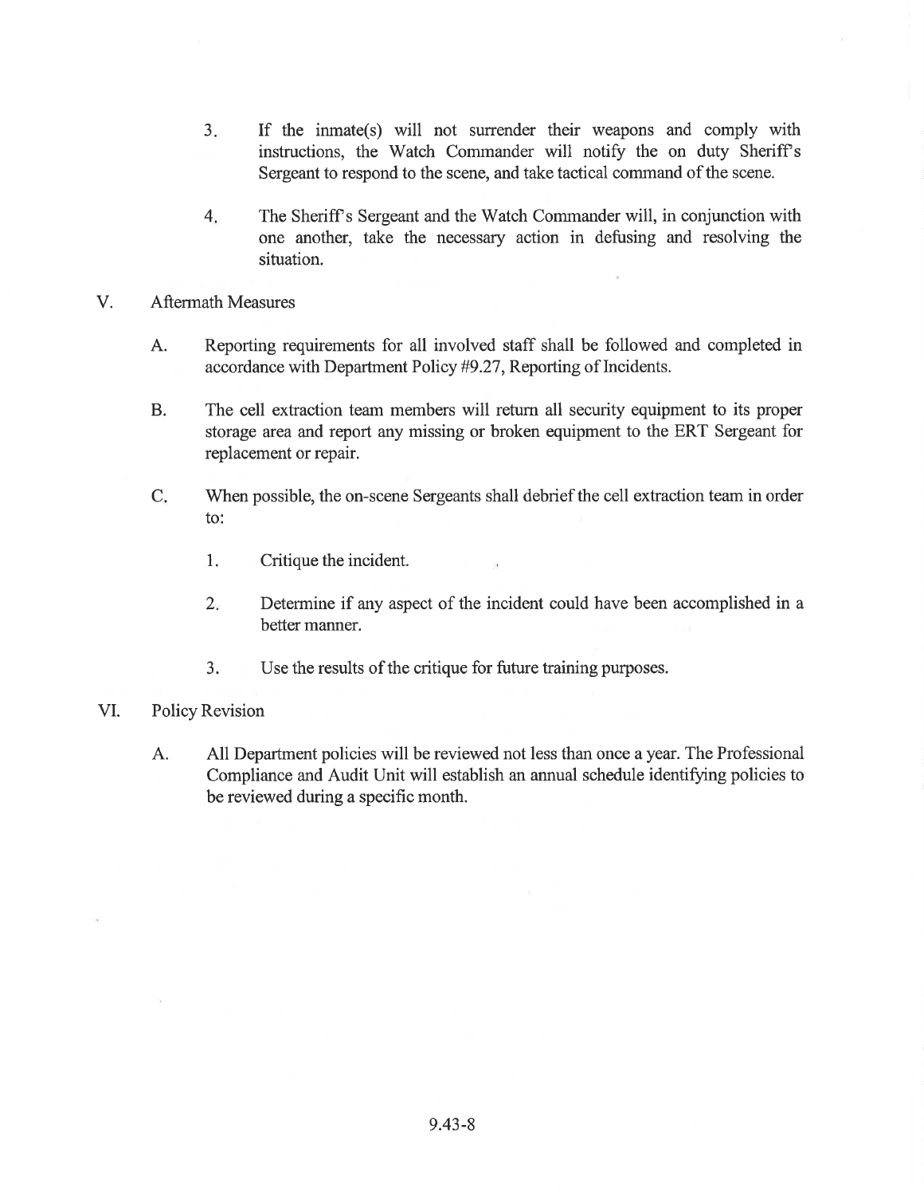3. If the inmate(s) will not surrender their weapons and comply with instructions, the Watch Commander will notify the on duty Sheriff's Sergeant to respond to the scene, and take tactical command of the scene.

4. The Sheriff's Sergeant and the Watch Commander will, in conjunction with one another, take the necessary action in defusing and resolving the situation.

V. Aftermath Measures

A. Reporting requirements for all involved staff shall be followed and completed in accordance with Department Policy #9.27, Reporting of Incidents.

B. The cell extraction team members will return all security equipment to its proper storage area and report any missing or broken equipment to the ERT Sergeant for replacement or repair.

C. When possible, the on-scene Sergeants shall debrief the cell extraction team in order to:

1. Critique the incident.

2. Determine if any aspect of the incident could have been accomplished in a better manner.

3. Use the results of the critique for future training purposes.

VI. Policy Revision

A. All Department policies will be reviewed not less than once a year. The Professional Compliance and Audit Unit will establish an annual schedule identifying policies to be reviewed during a specific month.